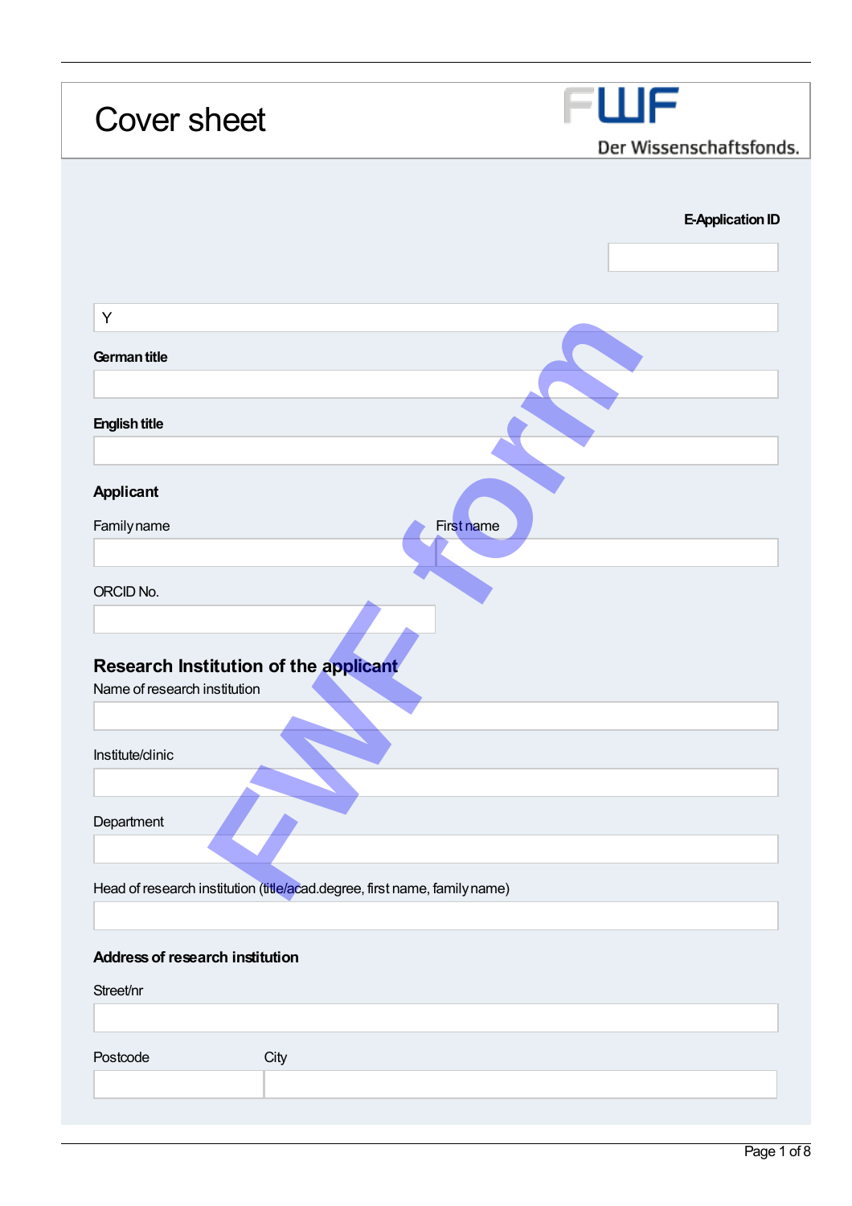# Cover sheet

FWF Der Wissenschaftsfonds.

**E-Application ID**

Y

**German title**

**English title**

### Applicant

Family name | First name

ORCID No.

### Research Institution of the applicant

Name of research institution

Institute/clinic

Department

Head of research institution (title/acad.degree, first name, family name)

**Address of research institution**

Street/nr

Postcode | City

FWF form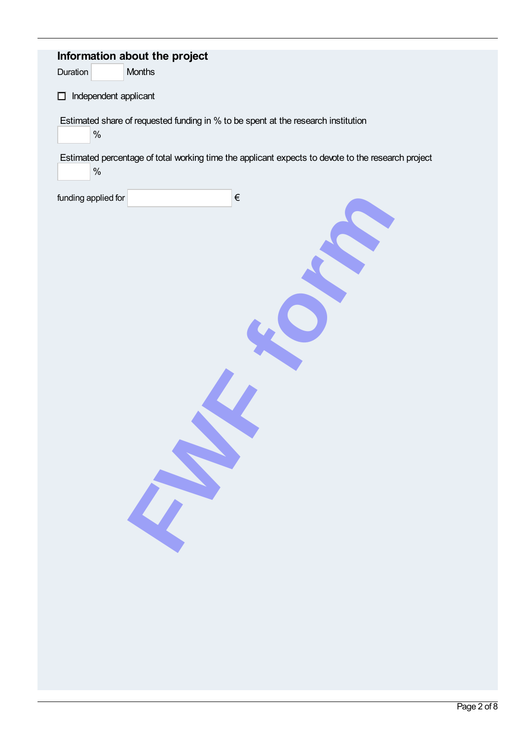## Information about the project

Duration ______ Months

☐ Independent applicant

Estimated share of requested funding in % to be spent at the research institution

______ %

Estimated percentage of total working time the applicant expects to devote to the research project

______ %

funding applied for ______ €

FWF form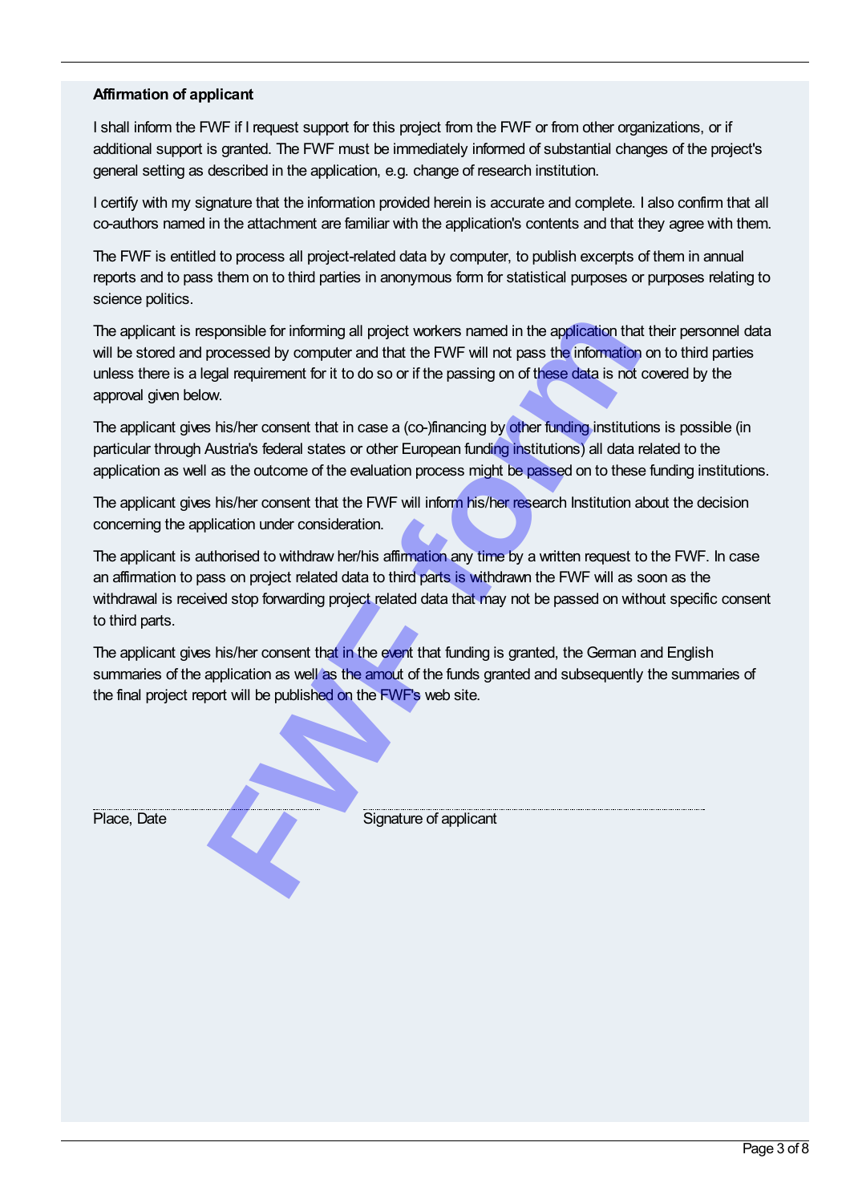**Affirmation of applicant**

I shall inform the FWF if I request support for this project from the FWF or from other organizations, or if additional support is granted. The FWF must be immediately informed of substantial changes of the project's general setting as described in the application, e.g. change of research institution.

I certify with my signature that the information provided herein is accurate and complete. I also confirm that all co-authors named in the attachment are familiar with the application's contents and that they agree with them.

The FWF is entitled to process all project-related data by computer, to publish excerpts of them in annual reports and to pass them on to third parties in anonymous form for statistical purposes or purposes relating to science politics.

The applicant is responsible for informing all project workers named in the application that their personnel data will be stored and processed by computer and that the FWF will not pass the information on to third parties unless there is a legal requirement for it to do so or if the passing on of these data is not covered by the approval given below.

The applicant gives his/her consent that in case a (co-)financing by other funding institutions is possible (in particular through Austria's federal states or other European funding institutions) all data related to the application as well as the outcome of the evaluation process might be passed on to these funding institutions.

The applicant gives his/her consent that the FWF will inform his/her research Institution about the decision concerning the application under consideration.

The applicant is authorised to withdraw her/his affirmation any time by a written request to the FWF. In case an affirmation to pass on project related data to third parts is withdrawn the FWF will as soon as the withdrawal is received stop forwarding project related data that may not be passed on without specific consent to third parts.

The applicant gives his/her consent that in the event that funding is granted, the German and English summaries of the application as well as the amout of the funds granted and subsequently the summaries of the final project report will be published on the FWF's web site.

Place, Date

Signature of applicant

FWF form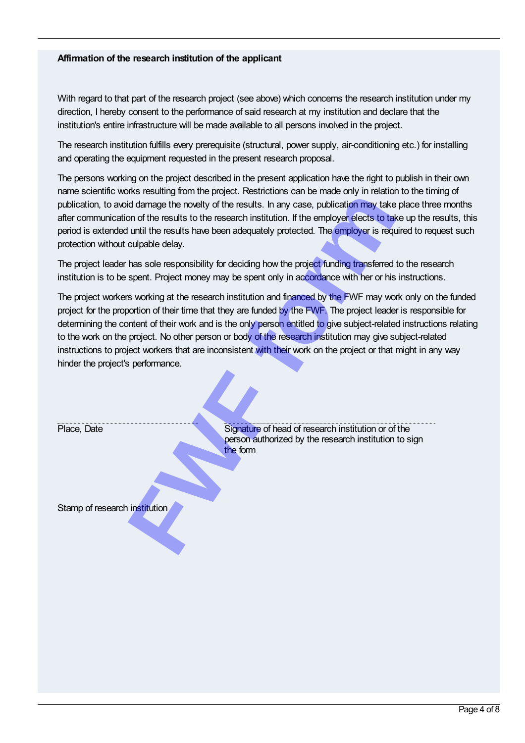**Affirmation of the research institution of the applicant**

With regard to that part of the research project (see above) which concerns the research institution under my direction, I hereby consent to the performance of said research at my institution and declare that the institution's entire infrastructure will be made available to all persons involved in the project.

The research institution fulfills every prerequisite (structural, power supply, air-conditioning etc.) for installing and operating the equipment requested in the present research proposal.

The persons working on the project described in the present application have the right to publish in their own name scientific works resulting from the project. Restrictions can be made only in relation to the timing of publication, to avoid damage the novelty of the results. In any case, publication may take place three months after communication of the results to the research institution. If the employer elects to take up the results, this period is extended until the results have been adequately protected. The employer is required to request such protection without culpable delay.

The project leader has sole responsibility for deciding how the project funding transferred to the research institution is to be spent. Project money may be spent only in accordance with her or his instructions.

The project workers working at the research institution and financed by the FWF may work only on the funded project for the proportion of their time that they are funded by the FWF. The project leader is responsible for determining the content of their work and is the only person entitled to give subject-related instructions relating to the work on the project. No other person or body of the research institution may give subject-related instructions to project workers that are inconsistent with their work on the project or that might in any way hinder the project's performance.

FWF form

Place, Date

Signature of head of research institution or of the person authorized by the research institution to sign the form

Stamp of research institution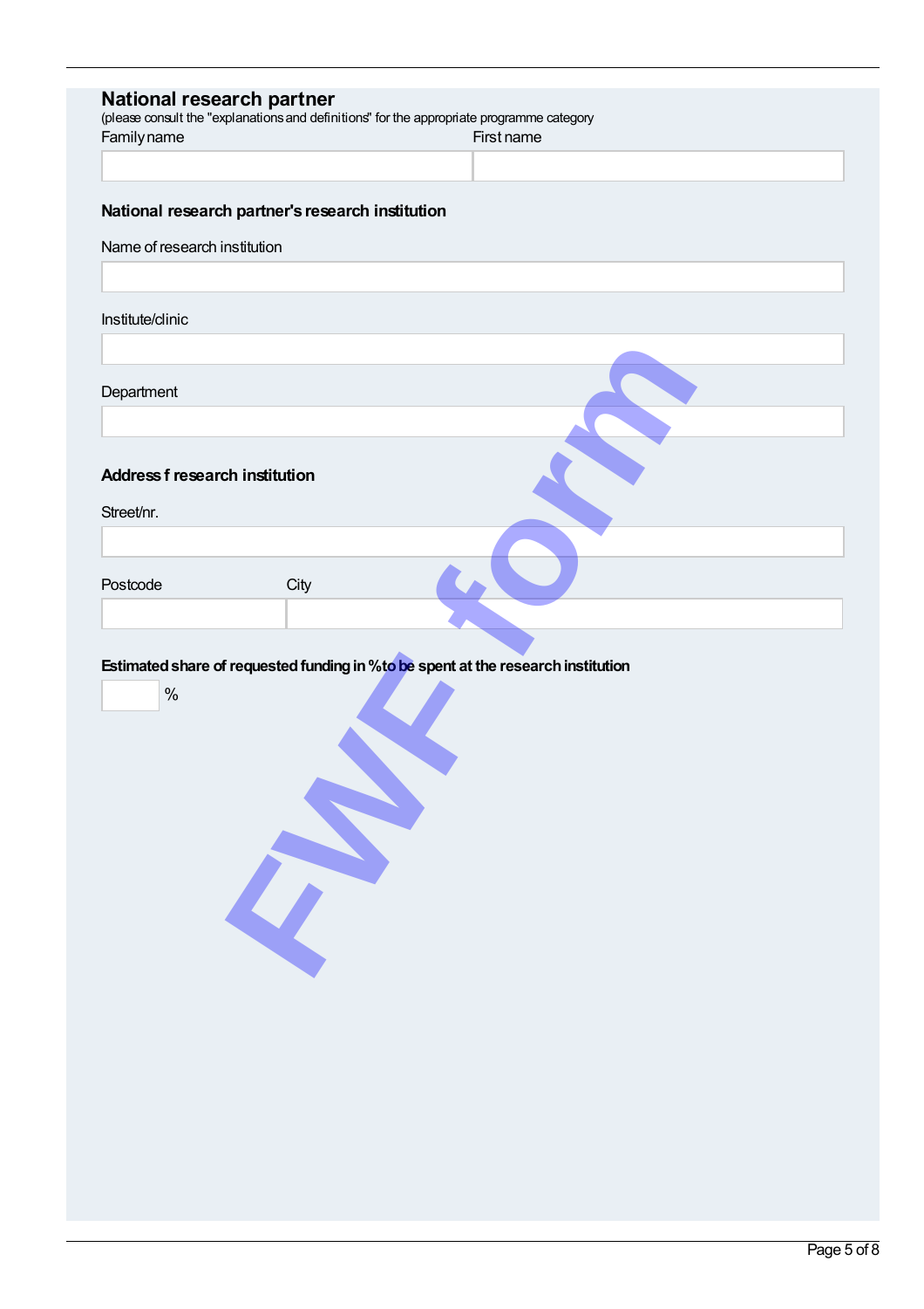## National research partner

(please consult the "explanations and definitions" for the appropriate programme category)

| Family name | First name |
|---|---|
| | |

### National research partner's research institution

Name of research institution

Institute/clinic

Department

### Address f research institution

Street/nr.

| Postcode | City |
|---|---|
| | |

**Estimated share of requested funding in % to be spent at the research institution**

%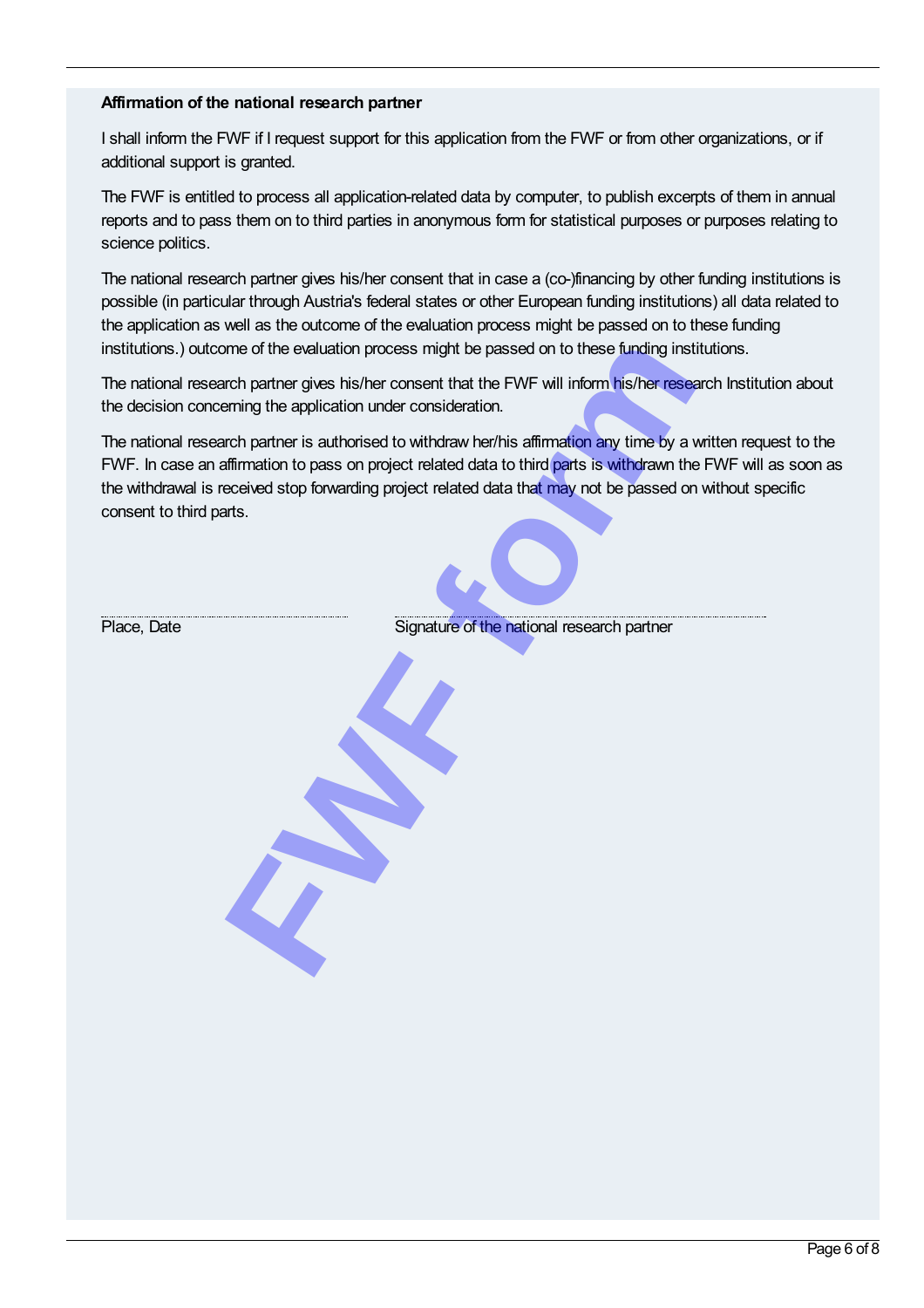**Affirmation of the national research partner**

I shall inform the FWF if I request support for this application from the FWF or from other organizations, or if additional support is granted.

The FWF is entitled to process all application-related data by computer, to publish excerpts of them in annual reports and to pass them on to third parties in anonymous form for statistical purposes or purposes relating to science politics.

The national research partner gives his/her consent that in case a (co-)financing by other funding institutions is possible (in particular through Austria's federal states or other European funding institutions) all data related to the application as well as the outcome of the evaluation process might be passed on to these funding institutions.) outcome of the evaluation process might be passed on to these funding institutions.

The national research partner gives his/her consent that the FWF will inform his/her research Institution about the decision concerning the application under consideration.

The national research partner is authorised to withdraw her/his affirmation any time by a written request to the FWF. In case an affirmation to pass on project related data to third parts is withdrawn the FWF will as soon as the withdrawal is received stop forwarding project related data that may not be passed on without specific consent to third parts.

| Place, Date | Signature of the national research partner |
| --- | --- |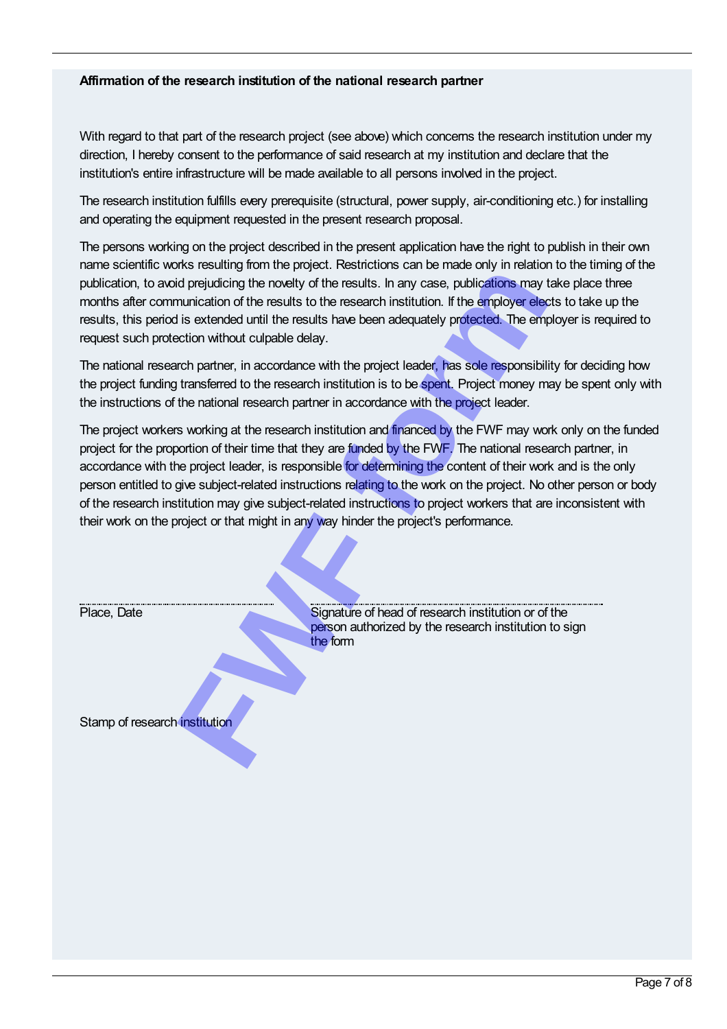**Affirmation of the research institution of the national research partner**

With regard to that part of the research project (see above) which concerns the research institution under my direction, I hereby consent to the performance of said research at my institution and declare that the institution's entire infrastructure will be made available to all persons involved in the project.

The research institution fulfills every prerequisite (structural, power supply, air-conditioning etc.) for installing and operating the equipment requested in the present research proposal.

The persons working on the project described in the present application have the right to publish in their own name scientific works resulting from the project. Restrictions can be made only in relation to the timing of the publication, to avoid prejudicing the novelty of the results. In any case, publications may take place three months after communication of the results to the research institution. If the employer elects to take up the results, this period is extended until the results have been adequately protected. The employer is required to request such protection without culpable delay.

The national research partner, in accordance with the project leader, has sole responsibility for deciding how the project funding transferred to the research institution is to be spent. Project money may be spent only with the instructions of the national research partner in accordance with the project leader.

The project workers working at the research institution and financed by the FWF may work only on the funded project for the proportion of their time that they are funded by the FWF. The national research partner, in accordance with the project leader, is responsible for determining the content of their work and is the only person entitled to give subject-related instructions relating to the work on the project. No other person or body of the research institution may give subject-related instructions to project workers that are inconsistent with their work on the project or that might in any way hinder the project's performance.

Place, Date

Signature of head of research institution or of the person authorized by the research institution to sign the form

Stamp of research institution

FWF form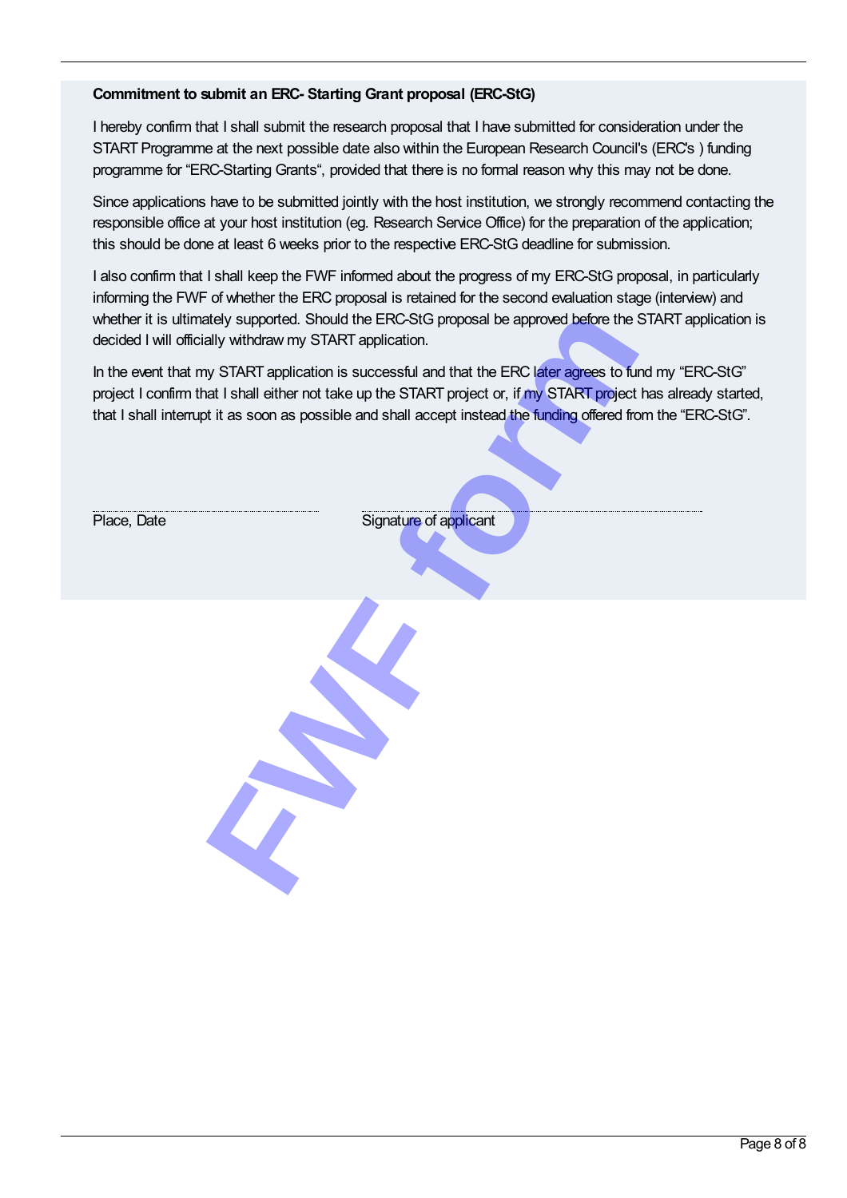**Commitment to submit an ERC- Starting Grant proposal (ERC-StG)**

I hereby confirm that I shall submit the research proposal that I have submitted for consideration under the START Programme at the next possible date also within the European Research Council's (ERC's ) funding programme for “ERC-Starting Grants“, provided that there is no formal reason why this may not be done.

Since applications have to be submitted jointly with the host institution, we strongly recommend contacting the responsible office at your host institution (eg. Research Service Office) for the preparation of the application; this should be done at least 6 weeks prior to the respective ERC-StG deadline for submission.

I also confirm that I shall keep the FWF informed about the progress of my ERC-StG proposal, in particularly informing the FWF of whether the ERC proposal is retained for the second evaluation stage (interview) and whether it is ultimately supported. Should the ERC-StG proposal be approved before the START application is decided I will officially withdraw my START application.

In the event that my START application is successful and that the ERC later agrees to fund my “ERC-StG” project I confirm that I shall either not take up the START project or, if my START project has already started, that I shall interrupt it as soon as possible and shall accept instead the funding offered from the “ERC-StG”.

..............................................................  ..............................................................

Place, Date  Signature of applicant

FWF form